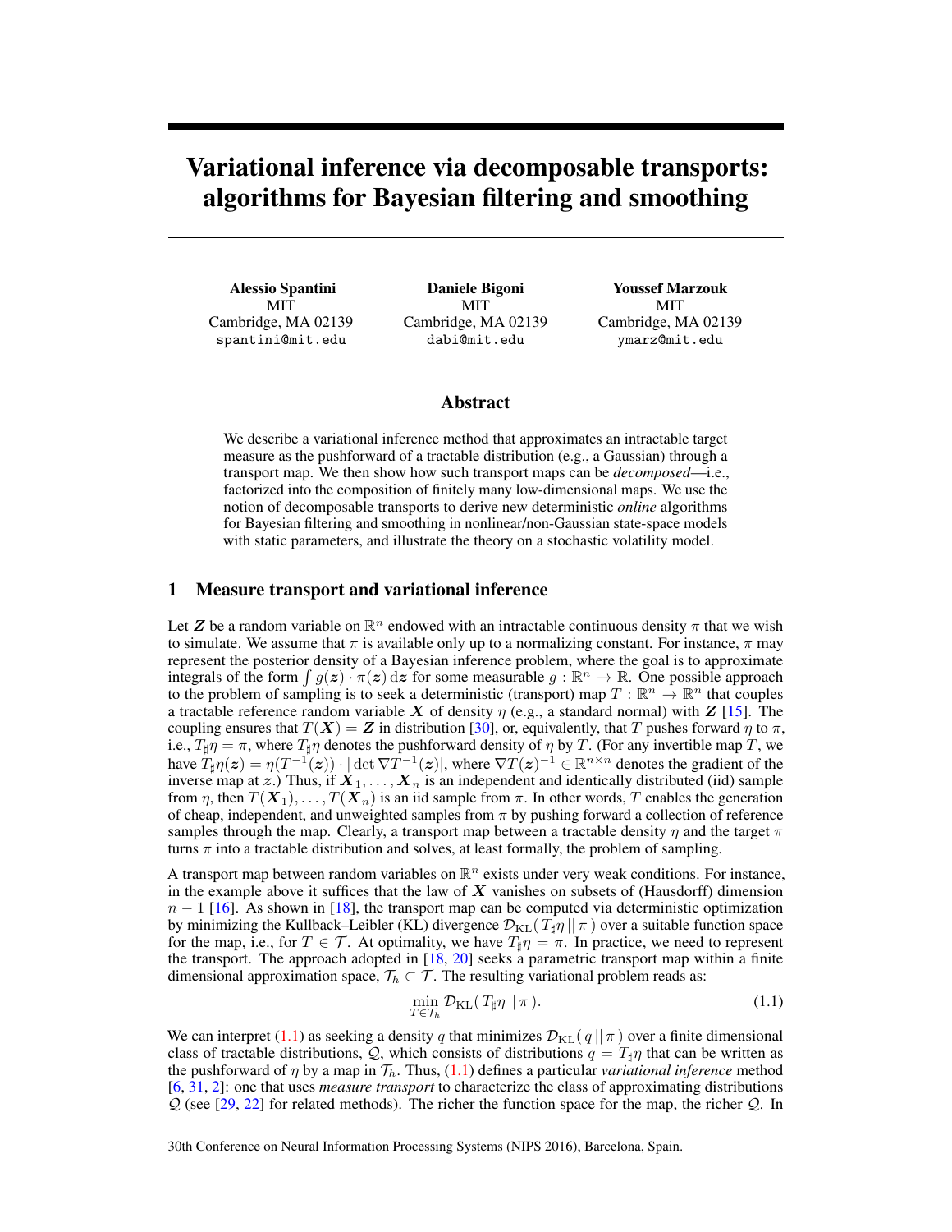# Variational inference via decomposable transports: algorithms for Bayesian filtering and smoothing

**Alessio Spantini**
MIT
Cambridge, MA 02139
spantini@mit.edu

**Daniele Bigoni**
MIT
Cambridge, MA 02139
dabi@mit.edu

**Youssef Marzouk**
MIT
Cambridge, MA 02139
ymarz@mit.edu

## Abstract

We describe a variational inference method that approximates an intractable target measure as the pushforward of a tractable distribution (e.g., a Gaussian) through a transport map. We then show how such transport maps can be *decomposed*—i.e., factorized into the composition of finitely many low-dimensional maps. We use the notion of decomposable transports to derive new deterministic *online* algorithms for Bayesian filtering and smoothing in nonlinear/non-Gaussian state-space models with static parameters, and illustrate the theory on a stochastic volatility model.

## 1 Measure transport and variational inference

Let $\boldsymbol{Z}$ be a random variable on $\mathbb{R}^n$ endowed with an intractable continuous density $\pi$ that we wish to simulate. We assume that $\pi$ is available only up to a normalizing constant. For instance, $\pi$ may represent the posterior density of a Bayesian inference problem, where the goal is to approximate integrals of the form $\int g(\boldsymbol{z}) \cdot \pi(\boldsymbol{z})\, \mathrm{d}\boldsymbol{z}$ for some measurable $g : \mathbb{R}^n \to \mathbb{R}$. One possible approach to the problem of sampling is to seek a deterministic (transport) map $T : \mathbb{R}^n \to \mathbb{R}^n$ that couples a tractable reference random variable $\boldsymbol{X}$ of density $\eta$ (e.g., a standard normal) with $\boldsymbol{Z}$ [15]. The coupling ensures that $T(\boldsymbol{X}) = \boldsymbol{Z}$ in distribution [30], or, equivalently, that $T$ pushes forward $\eta$ to $\pi$, i.e., $T_\sharp \eta = \pi$, where $T_\sharp \eta$ denotes the pushforward density of $\eta$ by $T$. (For any invertible map $T$, we have $T_\sharp \eta(\boldsymbol{z}) = \eta(T^{-1}(\boldsymbol{z})) \cdot |\det \nabla T^{-1}(\boldsymbol{z})|$, where $\nabla T(\boldsymbol{z})^{-1} \in \mathbb{R}^{n \times n}$ denotes the gradient of the inverse map at $\boldsymbol{z}$.) Thus, if $\boldsymbol{X}_1, \ldots, \boldsymbol{X}_n$ is an independent and identically distributed (iid) sample from $\eta$, then $T(\boldsymbol{X}_1), \ldots, T(\boldsymbol{X}_n)$ is an iid sample from $\pi$. In other words, $T$ enables the generation of cheap, independent, and unweighted samples from $\pi$ by pushing forward a collection of reference samples through the map. Clearly, a transport map between a tractable density $\eta$ and the target $\pi$ turns $\pi$ into a tractable distribution and solves, at least formally, the problem of sampling.

A transport map between random variables on $\mathbb{R}^n$ exists under very weak conditions. For instance, in the example above it suffices that the law of $\boldsymbol{X}$ vanishes on subsets of (Hausdorff) dimension $n-1$ [16]. As shown in [18], the transport map can be computed via deterministic optimization by minimizing the Kullback–Leibler (KL) divergence $\mathcal{D}_{\mathrm{KL}}(\, T_\sharp \eta \,||\, \pi \,)$ over a suitable function space for the map, i.e., for $T \in \mathcal{T}$. At optimality, we have $T_\sharp \eta = \pi$. In practice, we need to represent the transport. The approach adopted in [18, 20] seeks a parametric transport map within a finite dimensional approximation space, $\mathcal{T}_h \subset \mathcal{T}$. The resulting variational problem reads as:

$$\min_{T \in \mathcal{T}_h} \mathcal{D}_{\mathrm{KL}}(\, T_\sharp \eta \,||\, \pi \,). \tag{1.1}$$

We can interpret (1.1) as seeking a density $q$ that minimizes $\mathcal{D}_{\mathrm{KL}}(\, q \,||\, \pi \,)$ over a finite dimensional class of tractable distributions, $\mathcal{Q}$, which consists of distributions $q = T_\sharp \eta$ that can be written as the pushforward of $\eta$ by a map in $\mathcal{T}_h$. Thus, (1.1) defines a particular *variational inference* method [6, 31, 2]: one that uses *measure transport* to characterize the class of approximating distributions $\mathcal{Q}$ (see [29, 22] for related methods). The richer the function space for the map, the richer $\mathcal{Q}$. In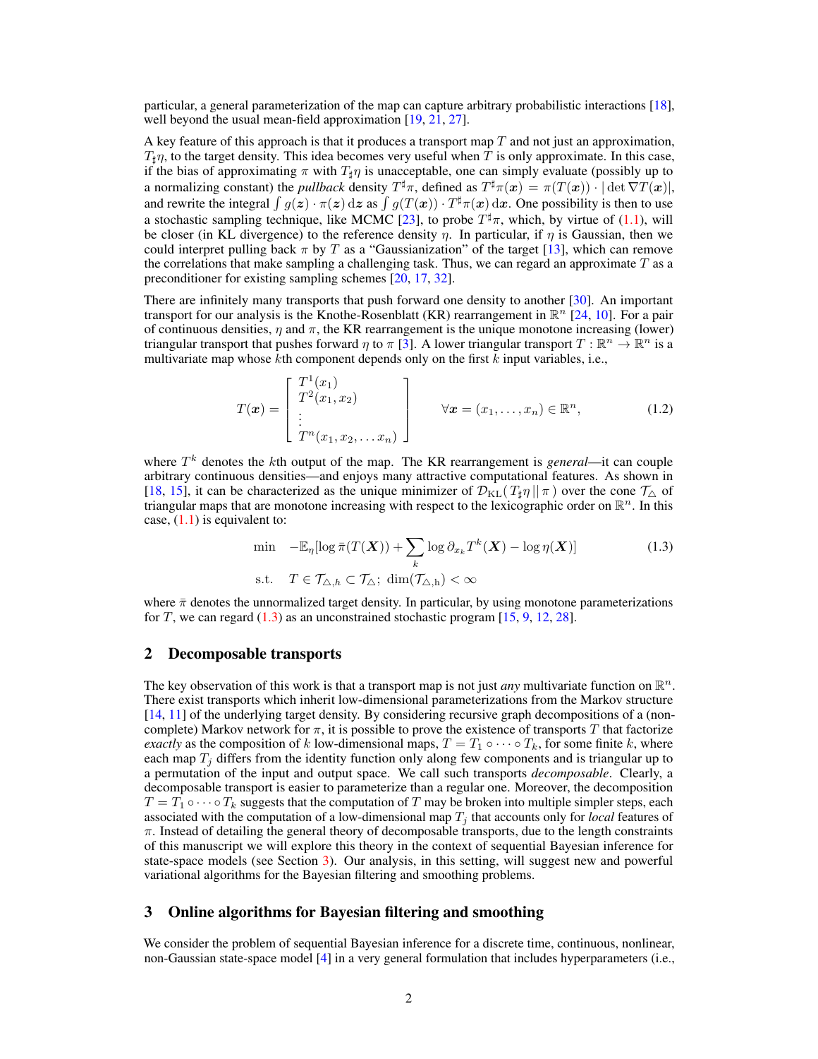particular, a general parameterization of the map can capture arbitrary probabilistic interactions [18], well beyond the usual mean-field approximation [19, 21, 27].

A key feature of this approach is that it produces a transport map $T$ and not just an approximation, $T_\sharp \eta$, to the target density. This idea becomes very useful when $T$ is only approximate. In this case, if the bias of approximating $\pi$ with $T_\sharp \eta$ is unacceptable, one can simply evaluate (possibly up to a normalizing constant) the *pullback* density $T^\sharp \pi$, defined as $T^\sharp \pi(\boldsymbol{x}) = \pi(T(\boldsymbol{x})) \cdot |\det \nabla T(\boldsymbol{x})|$, and rewrite the integral $\int g(\boldsymbol{z}) \cdot \pi(\boldsymbol{z}) \,\mathrm{d}\boldsymbol{z}$ as $\int g(T(\boldsymbol{x})) \cdot T^\sharp \pi(\boldsymbol{x}) \,\mathrm{d}\boldsymbol{x}$. One possibility is then to use a stochastic sampling technique, like MCMC [23], to probe $T^\sharp \pi$, which, by virtue of (1.1), will be closer (in KL divergence) to the reference density $\eta$. In particular, if $\eta$ is Gaussian, then we could interpret pulling back $\pi$ by $T$ as a "Gaussianization" of the target [13], which can remove the correlations that make sampling a challenging task. Thus, we can regard an approximate $T$ as a preconditioner for existing sampling schemes [20, 17, 32].

There are infinitely many transports that push forward one density to another [30]. An important transport for our analysis is the Knothe-Rosenblatt (KR) rearrangement in $\mathbb{R}^n$ [24, 10]. For a pair of continuous densities, $\eta$ and $\pi$, the KR rearrangement is the unique monotone increasing (lower) triangular transport that pushes forward $\eta$ to $\pi$ [3]. A lower triangular transport $T : \mathbb{R}^n \to \mathbb{R}^n$ is a multivariate map whose $k$th component depends only on the first $k$ input variables, i.e.,

$$T(\boldsymbol{x}) = \begin{bmatrix} T^1(x_1) \\ T^2(x_1, x_2) \\ \vdots \\ T^n(x_1, x_2, \dots x_n) \end{bmatrix} \qquad \forall \boldsymbol{x} = (x_1, \dots, x_n) \in \mathbb{R}^n, \tag{1.2}$$

where $T^k$ denotes the $k$th output of the map. The KR rearrangement is *general*—it can couple arbitrary continuous densities—and enjoys many attractive computational features. As shown in [18, 15], it can be characterized as the unique minimizer of $\mathcal{D}_{\mathrm{KL}}(\, T_\sharp \eta \,||\, \pi \,)$ over the cone $\mathcal{T}_\triangle$ of triangular maps that are monotone increasing with respect to the lexicographic order on $\mathbb{R}^n$. In this case, (1.1) is equivalent to:

$$\begin{aligned} \min \quad & -\mathbb{E}_\eta[\log \bar{\pi}(T(\boldsymbol{X})) + \sum_k \log \partial_{x_k} T^k(\boldsymbol{X}) - \log \eta(\boldsymbol{X})] \\ \text{s.t.} \quad & T \in \mathcal{T}_{\triangle,h} \subset \mathcal{T}_\triangle; \ \dim(\mathcal{T}_{\triangle,\mathrm{h}}) < \infty \end{aligned} \tag{1.3}$$

where $\bar{\pi}$ denotes the unnormalized target density. In particular, by using monotone parameterizations for $T$, we can regard (1.3) as an unconstrained stochastic program [15, 9, 12, 28].

## 2 Decomposable transports

The key observation of this work is that a transport map is not just *any* multivariate function on $\mathbb{R}^n$. There exist transports which inherit low-dimensional parameterizations from the Markov structure [14, 11] of the underlying target density. By considering recursive graph decompositions of a (non-complete) Markov network for $\pi$, it is possible to prove the existence of transports $T$ that factorize *exactly* as the composition of $k$ low-dimensional maps, $T = T_1 \circ \cdots \circ T_k$, for some finite $k$, where each map $T_j$ differs from the identity function only along few components and is triangular up to a permutation of the input and output space. We call such transports *decomposable*. Clearly, a decomposable transport is easier to parameterize than a regular one. Moreover, the decomposition $T = T_1 \circ \cdots \circ T_k$ suggests that the computation of $T$ may be broken into multiple simpler steps, each associated with the computation of a low-dimensional map $T_j$ that accounts only for *local* features of $\pi$. Instead of detailing the general theory of decomposable transports, due to the length constraints of this manuscript we will explore this theory in the context of sequential Bayesian inference for state-space models (see Section 3). Our analysis, in this setting, will suggest new and powerful variational algorithms for the Bayesian filtering and smoothing problems.

## 3 Online algorithms for Bayesian filtering and smoothing

We consider the problem of sequential Bayesian inference for a discrete time, continuous, nonlinear, non-Gaussian state-space model [4] in a very general formulation that includes hyperparameters (i.e.,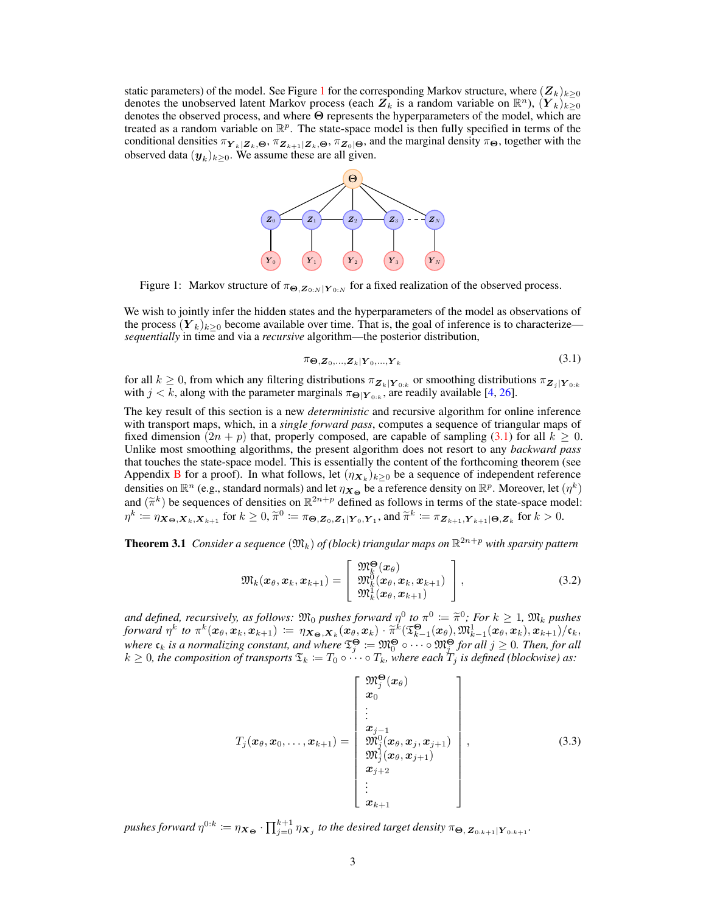static parameters) of the model. See Figure 1 for the corresponding Markov structure, where $(\boldsymbol{Z}_k)_{k\geq 0}$ denotes the unobserved latent Markov process (each $\boldsymbol{Z}_k$ is a random variable on $\mathbb{R}^n$), $(\boldsymbol{Y}_k)_{k\geq 0}$ denotes the observed process, and where $\boldsymbol{\Theta}$ represents the hyperparameters of the model, which are treated as a random variable on $\mathbb{R}^p$. The state-space model is then fully specified in terms of the conditional densities $\pi_{\boldsymbol{Y}_k|\boldsymbol{Z}_k,\boldsymbol{\Theta}}$, $\pi_{\boldsymbol{Z}_{k+1}|\boldsymbol{Z}_k,\boldsymbol{\Theta}}$, $\pi_{\boldsymbol{Z}_0|\boldsymbol{\Theta}}$, and the marginal density $\pi_{\boldsymbol{\Theta}}$, together with the observed data $(\boldsymbol{y}_k)_{k\geq 0}$. We assume these are all given.

Figure 1: Markov structure of $\pi_{\boldsymbol{\Theta},\boldsymbol{Z}_{0:N}|\boldsymbol{Y}_{0:N}}$ for a fixed realization of the observed process.

We wish to jointly infer the hidden states and the hyperparameters of the model as observations of the process $(\boldsymbol{Y}_k)_{k\geq 0}$ become available over time. That is, the goal of inference is to characterize—*sequentially* in time and via a *recursive* algorithm—the posterior distribution,

$$\pi_{\boldsymbol{\Theta},\boldsymbol{Z}_0,\ldots,\boldsymbol{Z}_k|\boldsymbol{Y}_0,\ldots,\boldsymbol{Y}_k} \tag{3.1}$$

for all $k \geq 0$, from which any filtering distributions $\pi_{\boldsymbol{Z}_k|\boldsymbol{Y}_{0:k}}$ or smoothing distributions $\pi_{\boldsymbol{Z}_j|\boldsymbol{Y}_{0:k}}$ with $j < k$, along with the parameter marginals $\pi_{\boldsymbol{\Theta}|\boldsymbol{Y}_{0:k}}$, are readily available [4, 26].

The key result of this section is a new *deterministic* and recursive algorithm for online inference with transport maps, which, in a *single forward pass*, computes a sequence of triangular maps of fixed dimension $(2n+p)$ that, properly composed, are capable of sampling (3.1) for all $k \geq 0$. Unlike most smoothing algorithms, the present algorithm does not resort to any *backward pass* that touches the state-space model. This is essentially the content of the forthcoming theorem (see Appendix B for a proof). In what follows, let $(\eta_{\boldsymbol{X}_k})_{k\geq 0}$ be a sequence of independent reference densities on $\mathbb{R}^n$ (e.g., standard normals) and let $\eta_{\boldsymbol{X}_{\boldsymbol{\Theta}}}$ be a reference density on $\mathbb{R}^p$. Moreover, let $(\eta^k)$ and $(\widetilde{\pi}^k)$ be sequences of densities on $\mathbb{R}^{2n+p}$ defined as follows in terms of the state-space model: $\eta^k := \eta_{\boldsymbol{X}_{\boldsymbol{\Theta}},\boldsymbol{X}_k,\boldsymbol{X}_{k+1}}$ for $k \geq 0$, $\widetilde{\pi}^0 := \pi_{\boldsymbol{\Theta},\boldsymbol{Z}_0,\boldsymbol{Z}_1|\boldsymbol{Y}_0,\boldsymbol{Y}_1}$, and $\widetilde{\pi}^k := \pi_{\boldsymbol{Z}_{k+1},\boldsymbol{Y}_{k+1}|\boldsymbol{\Theta},\boldsymbol{Z}_k}$ for $k > 0$.

**Theorem 3.1** *Consider a sequence $(\mathfrak{M}_k)$ of (block) triangular maps on $\mathbb{R}^{2n+p}$ with sparsity pattern*

$$\mathfrak{M}_k(\boldsymbol{x}_\theta,\boldsymbol{x}_k,\boldsymbol{x}_{k+1}) = \begin{bmatrix} \mathfrak{M}_k^{\boldsymbol{\Theta}}(\boldsymbol{x}_\theta) \\ \mathfrak{M}_k^0(\boldsymbol{x}_\theta,\boldsymbol{x}_k,\boldsymbol{x}_{k+1}) \\ \mathfrak{M}_k^1(\boldsymbol{x}_\theta,\boldsymbol{x}_{k+1}) \end{bmatrix}, \tag{3.2}$$

*and defined, recursively, as follows: $\mathfrak{M}_0$ pushes forward $\eta^0$ to $\pi^0 := \widetilde{\pi}^0$; For $k \geq 1$, $\mathfrak{M}_k$ pushes forward $\eta^k$ to $\pi^k(\boldsymbol{x}_\theta,\boldsymbol{x}_k,\boldsymbol{x}_{k+1}) := \eta_{\boldsymbol{X}_{\boldsymbol{\Theta}},\boldsymbol{X}_k}(\boldsymbol{x}_\theta,\boldsymbol{x}_k)\cdot\widetilde{\pi}^k(\mathfrak{T}_{k-1}^{\boldsymbol{\Theta}}(\boldsymbol{x}_\theta),\mathfrak{M}_{k-1}^1(\boldsymbol{x}_\theta,\boldsymbol{x}_k),\boldsymbol{x}_{k+1})/\mathfrak{c}_k$, where $\mathfrak{c}_k$ is a normalizing constant, and where $\mathfrak{T}_j^{\boldsymbol{\Theta}} := \mathfrak{M}_0^{\boldsymbol{\Theta}} \circ \cdots \circ \mathfrak{M}_j^{\boldsymbol{\Theta}}$ for all $j \geq 0$. Then, for all $k \geq 0$, the composition of transports $\mathfrak{T}_k := T_0 \circ \cdots \circ T_k$, where each $T_j$ is defined (blockwise) as:*

$$T_j(\boldsymbol{x}_\theta,\boldsymbol{x}_0,\ldots,\boldsymbol{x}_{k+1}) = \begin{bmatrix} \mathfrak{M}_j^{\boldsymbol{\Theta}}(\boldsymbol{x}_\theta) \\ \boldsymbol{x}_0 \\ \vdots \\ \boldsymbol{x}_{j-1} \\ \mathfrak{M}_j^0(\boldsymbol{x}_\theta,\boldsymbol{x}_j,\boldsymbol{x}_{j+1}) \\ \mathfrak{M}_j^1(\boldsymbol{x}_\theta,\boldsymbol{x}_{j+1}) \\ \boldsymbol{x}_{j+2} \\ \vdots \\ \boldsymbol{x}_{k+1} \end{bmatrix}, \tag{3.3}$$

*pushes forward $\eta^{0:k} := \eta_{\boldsymbol{X}_{\boldsymbol{\Theta}}} \cdot \prod_{j=0}^{k+1} \eta_{\boldsymbol{X}_j}$ to the desired target density $\pi_{\boldsymbol{\Theta},\boldsymbol{Z}_{0:k+1}|\boldsymbol{Y}_{0:k+1}}$.*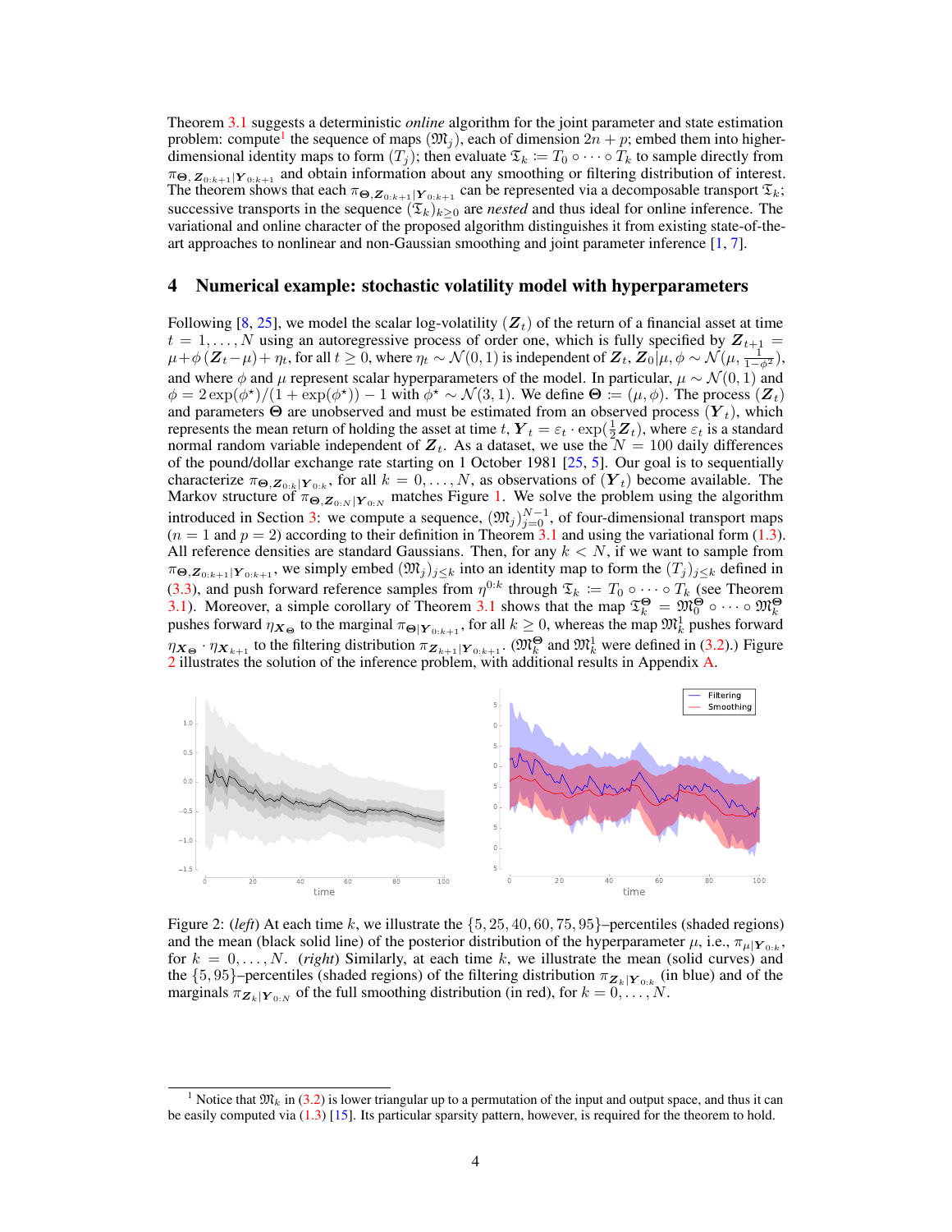Theorem 3.1 suggests a deterministic *online* algorithm for the joint parameter and state estimation problem: compute[1] the sequence of maps $(\mathfrak{M}_j)$, each of dimension $2n+p$; embed them into higher-dimensional identity maps to form $(T_j)$; then evaluate $\mathfrak{T}_k := T_0 \circ \cdots \circ T_k$ to sample directly from $\pi_{\boldsymbol{\Theta},\boldsymbol{Z}_{0:k+1}|\boldsymbol{Y}_{0:k+1}}$ and obtain information about any smoothing or filtering distribution of interest. The theorem shows that each $\pi_{\boldsymbol{\Theta},\boldsymbol{Z}_{0:k+1}|\boldsymbol{Y}_{0:k+1}}$ can be represented via a decomposable transport $\mathfrak{T}_k$; successive transports in the sequence $(\mathfrak{T}_k)_{k\geq 0}$ are *nested* and thus ideal for online inference. The variational and online character of the proposed algorithm distinguishes it from existing state-of-the-art approaches to nonlinear and non-Gaussian smoothing and joint parameter inference [1, 7].

## 4 Numerical example: stochastic volatility model with hyperparameters

Following [8, 25], we model the scalar log-volatility $(\boldsymbol{Z}_t)$ of the return of a financial asset at time $t = 1, \ldots, N$ using an autoregressive process of order one, which is fully specified by $\boldsymbol{Z}_{t+1} = \mu + \phi\,(\boldsymbol{Z}_t - \mu) + \eta_t$, for all $t \geq 0$, where $\eta_t \sim \mathcal{N}(0,1)$ is independent of $\boldsymbol{Z}_t$, $\boldsymbol{Z}_0|\mu,\phi \sim \mathcal{N}(\mu, \frac{1}{1-\phi^2})$, and where $\phi$ and $\mu$ represent scalar hyperparameters of the model. In particular, $\mu \sim \mathcal{N}(0,1)$ and $\phi = 2\exp(\phi^\star)/(1+\exp(\phi^\star)) - 1$ with $\phi^\star \sim \mathcal{N}(3,1)$. We define $\boldsymbol{\Theta} := (\mu, \phi)$. The process $(\boldsymbol{Z}_t)$ and parameters $\boldsymbol{\Theta}$ are unobserved and must be estimated from an observed process $(\boldsymbol{Y}_t)$, which represents the mean return of holding the asset at time $t$, $\boldsymbol{Y}_t = \varepsilon_t \cdot \exp(\frac{1}{2}\boldsymbol{Z}_t)$, where $\varepsilon_t$ is a standard normal random variable independent of $\boldsymbol{Z}_t$. As a dataset, we use the $N = 100$ daily differences of the pound/dollar exchange rate starting on 1 October 1981 [25, 5]. Our goal is to sequentially characterize $\pi_{\boldsymbol{\Theta},\boldsymbol{Z}_{0:k}|\boldsymbol{Y}_{0:k}}$, for all $k = 0, \ldots, N$, as observations of $(\boldsymbol{Y}_t)$ become available. The Markov structure of $\pi_{\boldsymbol{\Theta},\boldsymbol{Z}_{0:N}|\boldsymbol{Y}_{0:N}}$ matches Figure 1. We solve the problem using the algorithm introduced in Section 3: we compute a sequence, $(\mathfrak{M}_j)_{j=0}^{N-1}$, of four-dimensional transport maps ($n = 1$ and $p = 2$) according to their definition in Theorem 3.1 and using the variational form (1.3). All reference densities are standard Gaussians. Then, for any $k < N$, if we want to sample from $\pi_{\boldsymbol{\Theta},\boldsymbol{Z}_{0:k+1}|\boldsymbol{Y}_{0:k+1}}$, we simply embed $(\mathfrak{M}_j)_{j\leq k}$ into an identity map to form the $(T_j)_{j\leq k}$ defined in (3.3), and push forward reference samples from $\eta^{0:k}$ through $\mathfrak{T}_k := T_0 \circ \cdots \circ T_k$ (see Theorem 3.1). Moreover, a simple corollary of Theorem 3.1 shows that the map $\mathfrak{T}_k^{\boldsymbol{\Theta}} = \mathfrak{M}_0^{\boldsymbol{\Theta}} \circ \cdots \circ \mathfrak{M}_k^{\boldsymbol{\Theta}}$ pushes forward $\eta_{\boldsymbol{X}_{\boldsymbol{\Theta}}}$ to the marginal $\pi_{\boldsymbol{\Theta}|\boldsymbol{Y}_{0:k+1}}$, for all $k \geq 0$, whereas the map $\mathfrak{M}_k^1$ pushes forward $\eta_{\boldsymbol{X}_{\boldsymbol{\Theta}}} \cdot \eta_{\boldsymbol{X}_{k+1}}$ to the filtering distribution $\pi_{\boldsymbol{Z}_{k+1}|\boldsymbol{Y}_{0:k+1}}$. ($\mathfrak{M}_k^{\boldsymbol{\Theta}}$ and $\mathfrak{M}_k^1$ were defined in (3.2).) Figure 2 illustrates the solution of the inference problem, with additional results in Appendix A.

Figure 2: (*left*) At each time $k$, we illustrate the $\{5, 25, 40, 60, 75, 95\}$–percentiles (shaded regions) and the mean (black solid line) of the posterior distribution of the hyperparameter $\mu$, i.e., $\pi_{\mu|\boldsymbol{Y}_{0:k}}$, for $k = 0, \ldots, N$. (*right*) Similarly, at each time $k$, we illustrate the mean (solid curves) and the $\{5, 95\}$–percentiles (shaded regions) of the filtering distribution $\pi_{\boldsymbol{Z}_k|\boldsymbol{Y}_{0:k}}$ (in blue) and of the marginals $\pi_{\boldsymbol{Z}_k|\boldsymbol{Y}_{0:N}}$ of the full smoothing distribution (in red), for $k = 0, \ldots, N$.

[1] Notice that $\mathfrak{M}_k$ in (3.2) is lower triangular up to a permutation of the input and output space, and thus it can be easily computed via (1.3) [15]. Its particular sparsity pattern, however, is required for the theorem to hold.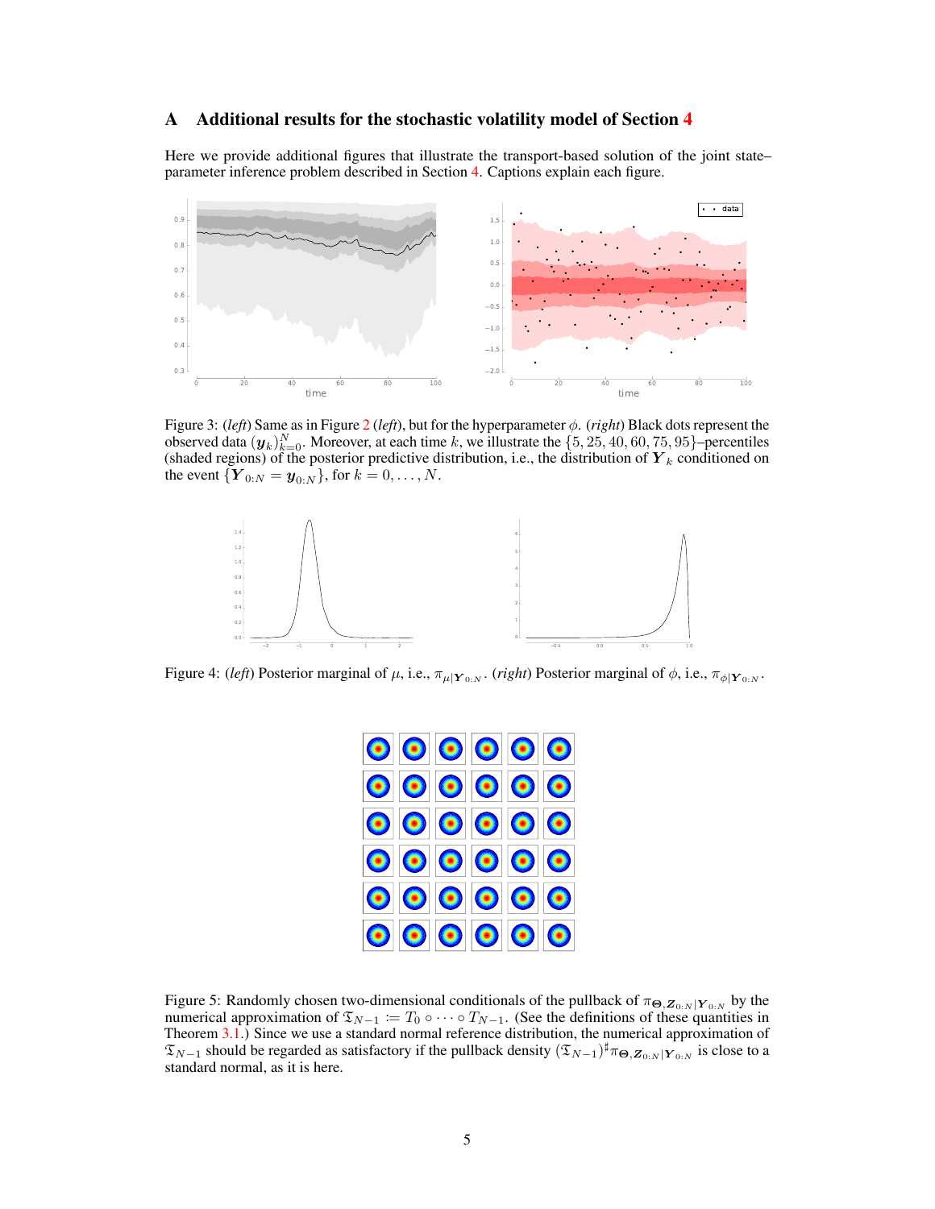## A Additional results for the stochastic volatility model of Section 4

Here we provide additional figures that illustrate the transport-based solution of the joint state–parameter inference problem described in Section 4. Captions explain each figure.

Figure 3: (*left*) Same as in Figure 2 (*left*), but for the hyperparameter $\phi$. (*right*) Black dots represent the observed data $(\boldsymbol{y}_k)_{k=0}^N$. Moreover, at each time $k$, we illustrate the $\{5, 25, 40, 60, 75, 95\}$–percentiles (shaded regions) of the posterior predictive distribution, i.e., the distribution of $\boldsymbol{Y}_k$ conditioned on the event $\{\boldsymbol{Y}_{0:N} = \boldsymbol{y}_{0:N}\}$, for $k = 0, \ldots, N$.

Figure 4: (*left*) Posterior marginal of $\mu$, i.e., $\pi_{\mu|\boldsymbol{Y}_{0:N}}$. (*right*) Posterior marginal of $\phi$, i.e., $\pi_{\phi|\boldsymbol{Y}_{0:N}}$.

Figure 5: Randomly chosen two-dimensional conditionals of the pullback of $\pi_{\boldsymbol{\Theta},\boldsymbol{Z}_{0:N}|\boldsymbol{Y}_{0:N}}$ by the numerical approximation of $\mathfrak{T}_{N-1} := T_0 \circ \cdots \circ T_{N-1}$. (See the definitions of these quantities in Theorem 3.1.) Since we use a standard normal reference distribution, the numerical approximation of $\mathfrak{T}_{N-1}$ should be regarded as satisfactory if the pullback density $(\mathfrak{T}_{N-1})^\sharp \pi_{\boldsymbol{\Theta},\boldsymbol{Z}_{0:N}|\boldsymbol{Y}_{0:N}}$ is close to a standard normal, as it is here.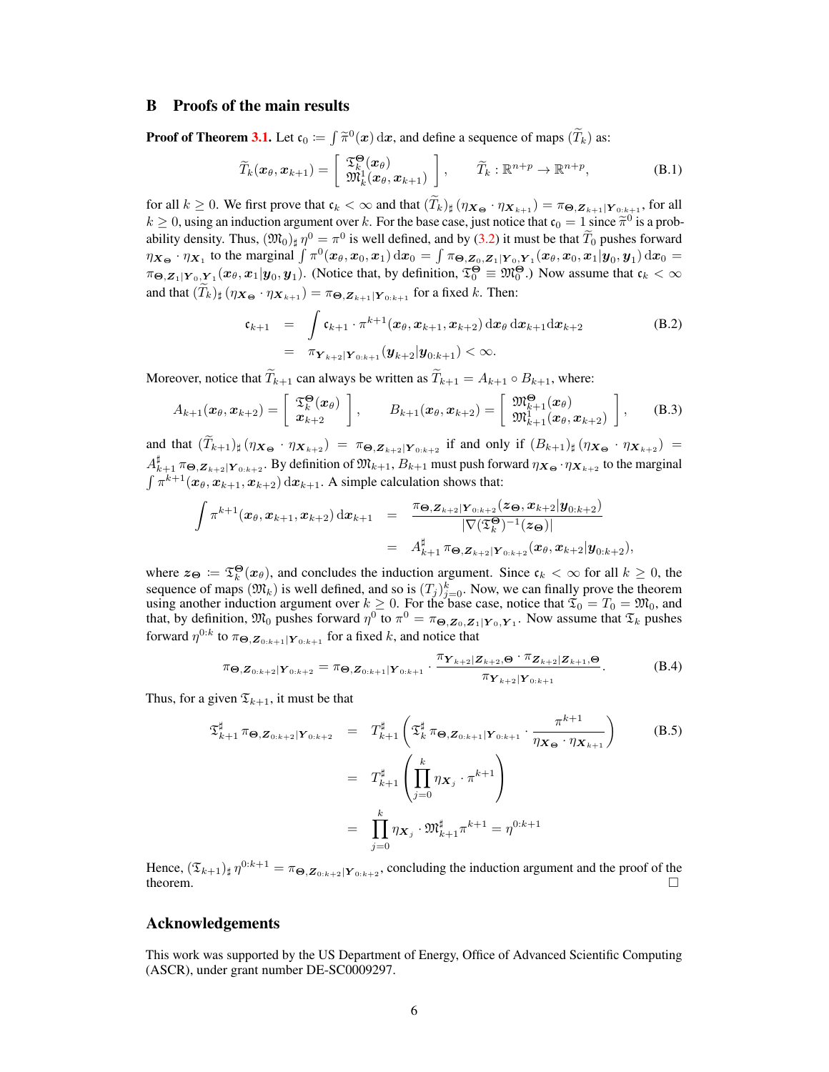# B Proofs of the main results

**Proof of Theorem 3.1.** Let $\mathfrak{c}_0 := \int \widetilde{\pi}^0(\boldsymbol{x})\,\mathrm{d}\boldsymbol{x}$, and define a sequence of maps $(\widetilde{T}_k)$ as:

$$\widetilde{T}_k(\boldsymbol{x}_\theta, \boldsymbol{x}_{k+1}) = \left[ \begin{array}{l} \mathfrak{T}_k^{\boldsymbol{\Theta}}(\boldsymbol{x}_\theta) \\ \mathfrak{M}_k^1(\boldsymbol{x}_\theta, \boldsymbol{x}_{k+1}) \end{array} \right], \qquad \widetilde{T}_k : \mathbb{R}^{n+p} \to \mathbb{R}^{n+p}, \tag{B.1}$$

for all $k \geq 0$. We first prove that $\mathfrak{c}_k < \infty$ and that $(\widetilde{T}_k)_\sharp\,(\eta_{\boldsymbol{X}_{\boldsymbol{\Theta}}} \cdot \eta_{\boldsymbol{X}_{k+1}}) = \pi_{\boldsymbol{\Theta}, \boldsymbol{Z}_{k+1}|\boldsymbol{Y}_{0:k+1}}$, for all $k \geq 0$, using an induction argument over $k$. For the base case, just notice that $\mathfrak{c}_0 = 1$ since $\widetilde{\pi}^0$ is a probability density. Thus, $(\mathfrak{M}_0)_\sharp\,\eta^0 = \pi^0$ is well defined, and by (3.2) it must be that $\widetilde{T}_0$ pushes forward $\eta_{\boldsymbol{X}_{\boldsymbol{\Theta}}} \cdot \eta_{\boldsymbol{X}_1}$ to the marginal $\int \pi^0(\boldsymbol{x}_\theta, \boldsymbol{x}_0, \boldsymbol{x}_1)\,\mathrm{d}\boldsymbol{x}_0 = \int \pi_{\boldsymbol{\Theta}, \boldsymbol{Z}_0, \boldsymbol{Z}_1|\boldsymbol{Y}_0, \boldsymbol{Y}_1}(\boldsymbol{x}_\theta, \boldsymbol{x}_0, \boldsymbol{x}_1|\boldsymbol{y}_0, \boldsymbol{y}_1)\,\mathrm{d}\boldsymbol{x}_0 = \pi_{\boldsymbol{\Theta}, \boldsymbol{Z}_1|\boldsymbol{Y}_0, \boldsymbol{Y}_1}(\boldsymbol{x}_\theta, \boldsymbol{x}_1|\boldsymbol{y}_0, \boldsymbol{y}_1)$. (Notice that, by definition, $\mathfrak{T}_0^{\boldsymbol{\Theta}} \equiv \mathfrak{M}_0^{\boldsymbol{\Theta}}$.) Now assume that $\mathfrak{c}_k < \infty$ and that $(\widetilde{T}_k)_\sharp\,(\eta_{\boldsymbol{X}_{\boldsymbol{\Theta}}} \cdot \eta_{\boldsymbol{X}_{k+1}}) = \pi_{\boldsymbol{\Theta}, \boldsymbol{Z}_{k+1}|\boldsymbol{Y}_{0:k+1}}$ for a fixed $k$. Then:

$$\begin{aligned} \mathfrak{c}_{k+1} &= \int \mathfrak{c}_{k+1} \cdot \pi^{k+1}(\boldsymbol{x}_\theta, \boldsymbol{x}_{k+1}, \boldsymbol{x}_{k+2})\,\mathrm{d}\boldsymbol{x}_\theta\,\mathrm{d}\boldsymbol{x}_{k+1}\mathrm{d}\boldsymbol{x}_{k+2} \\ &= \pi_{\boldsymbol{Y}_{k+2}|\boldsymbol{Y}_{0:k+1}}(\boldsymbol{y}_{k+2}|\boldsymbol{y}_{0:k+1}) < \infty. \end{aligned} \tag{B.2}$$

Moreover, notice that $\widetilde{T}_{k+1}$ can always be written as $\widetilde{T}_{k+1} = A_{k+1} \circ B_{k+1}$, where:

$$A_{k+1}(\boldsymbol{x}_\theta, \boldsymbol{x}_{k+2}) = \left[ \begin{array}{l} \mathfrak{T}_k^{\boldsymbol{\Theta}}(\boldsymbol{x}_\theta) \\ \boldsymbol{x}_{k+2} \end{array} \right], \qquad B_{k+1}(\boldsymbol{x}_\theta, \boldsymbol{x}_{k+2}) = \left[ \begin{array}{l} \mathfrak{M}_{k+1}^{\boldsymbol{\Theta}}(\boldsymbol{x}_\theta) \\ \mathfrak{M}_{k+1}^1(\boldsymbol{x}_\theta, \boldsymbol{x}_{k+2}) \end{array} \right], \tag{B.3}$$

and that $(\widetilde{T}_{k+1})_\sharp\,(\eta_{\boldsymbol{X}_{\boldsymbol{\Theta}}} \cdot \eta_{\boldsymbol{X}_{k+2}}) = \pi_{\boldsymbol{\Theta}, \boldsymbol{Z}_{k+2}|\boldsymbol{Y}_{0:k+2}}$ if and only if $(B_{k+1})_\sharp\,(\eta_{\boldsymbol{X}_{\boldsymbol{\Theta}}} \cdot \eta_{\boldsymbol{X}_{k+2}}) = A_{k+1}^\sharp\,\pi_{\boldsymbol{\Theta}, \boldsymbol{Z}_{k+2}|\boldsymbol{Y}_{0:k+2}}$. By definition of $\mathfrak{M}_{k+1}$, $B_{k+1}$ must push forward $\eta_{\boldsymbol{X}_{\boldsymbol{\Theta}}} \cdot \eta_{\boldsymbol{X}_{k+2}}$ to the marginal $\int \pi^{k+1}(\boldsymbol{x}_\theta, \boldsymbol{x}_{k+1}, \boldsymbol{x}_{k+2})\,\mathrm{d}\boldsymbol{x}_{k+1}$. A simple calculation shows that:

$$\begin{aligned} \int \pi^{k+1}(\boldsymbol{x}_\theta, \boldsymbol{x}_{k+1}, \boldsymbol{x}_{k+2})\,\mathrm{d}\boldsymbol{x}_{k+1} &= \frac{\pi_{\boldsymbol{\Theta}, \boldsymbol{Z}_{k+2}|\boldsymbol{Y}_{0:k+2}}(\boldsymbol{z}_{\boldsymbol{\Theta}}, \boldsymbol{x}_{k+2}|\boldsymbol{y}_{0:k+2})}{|\nabla(\mathfrak{T}_k^{\boldsymbol{\Theta}})^{-1}(\boldsymbol{z}_{\boldsymbol{\Theta}})|} \\ &= A_{k+1}^\sharp\,\pi_{\boldsymbol{\Theta}, \boldsymbol{Z}_{k+2}|\boldsymbol{Y}_{0:k+2}}(\boldsymbol{x}_\theta, \boldsymbol{x}_{k+2}|\boldsymbol{y}_{0:k+2}), \end{aligned}$$

where $\boldsymbol{z}_{\boldsymbol{\Theta}} := \mathfrak{T}_k^{\boldsymbol{\Theta}}(\boldsymbol{x}_\theta)$, and concludes the induction argument. Since $\mathfrak{c}_k < \infty$ for all $k \geq 0$, the sequence of maps $(\mathfrak{M}_k)$ is well defined, and so is $(T_j)_{j=0}^k$. Now, we can finally prove the theorem using another induction argument over $k \geq 0$. For the base case, notice that $\mathfrak{T}_0 = T_0 = \mathfrak{M}_0$, and that, by definition, $\mathfrak{M}_0$ pushes forward $\eta^0$ to $\pi^0 = \pi_{\boldsymbol{\Theta}, \boldsymbol{Z}_0, \boldsymbol{Z}_1|\boldsymbol{Y}_0, \boldsymbol{Y}_1}$. Now assume that $\mathfrak{T}_k$ pushes forward $\eta^{0:k}$ to $\pi_{\boldsymbol{\Theta}, \boldsymbol{Z}_{0:k+1}|\boldsymbol{Y}_{0:k+1}}$ for a fixed $k$, and notice that

$$\pi_{\boldsymbol{\Theta}, \boldsymbol{Z}_{0:k+2}|\boldsymbol{Y}_{0:k+2}} = \pi_{\boldsymbol{\Theta}, \boldsymbol{Z}_{0:k+1}|\boldsymbol{Y}_{0:k+1}} \cdot \frac{\pi_{\boldsymbol{Y}_{k+2}|\boldsymbol{Z}_{k+2}, \boldsymbol{\Theta}} \cdot \pi_{\boldsymbol{Z}_{k+2}|\boldsymbol{Z}_{k+1}, \boldsymbol{\Theta}}}{\pi_{\boldsymbol{Y}_{k+2}|\boldsymbol{Y}_{0:k+1}}}. \tag{B.4}$$

Thus, for a given $\mathfrak{T}_{k+1}$, it must be that

$$\begin{aligned} \mathfrak{T}_{k+1}^\sharp\,\pi_{\boldsymbol{\Theta}, \boldsymbol{Z}_{0:k+2}|\boldsymbol{Y}_{0:k+2}} &= T_{k+1}^\sharp \left( \mathfrak{T}_k^\sharp\,\pi_{\boldsymbol{\Theta}, \boldsymbol{Z}_{0:k+1}|\boldsymbol{Y}_{0:k+1}} \cdot \frac{\pi^{k+1}}{\eta_{\boldsymbol{X}_{\boldsymbol{\Theta}}} \cdot \eta_{\boldsymbol{X}_{k+1}}} \right) \\ &= T_{k+1}^\sharp \left( \prod_{j=0}^k \eta_{\boldsymbol{X}_j} \cdot \pi^{k+1} \right) \\ &= \prod_{j=0}^k \eta_{\boldsymbol{X}_j} \cdot \mathfrak{M}_{k+1}^\sharp \pi^{k+1} = \eta^{0:k+1} \end{aligned} \tag{B.5}$$

Hence, $(\mathfrak{T}_{k+1})_\sharp\,\eta^{0:k+1} = \pi_{\boldsymbol{\Theta}, \boldsymbol{Z}_{0:k+2}|\boldsymbol{Y}_{0:k+2}}$, concluding the induction argument and the proof of the theorem. $\square$

## Acknowledgements

This work was supported by the US Department of Energy, Office of Advanced Scientific Computing (ASCR), under grant number DE-SC0009297.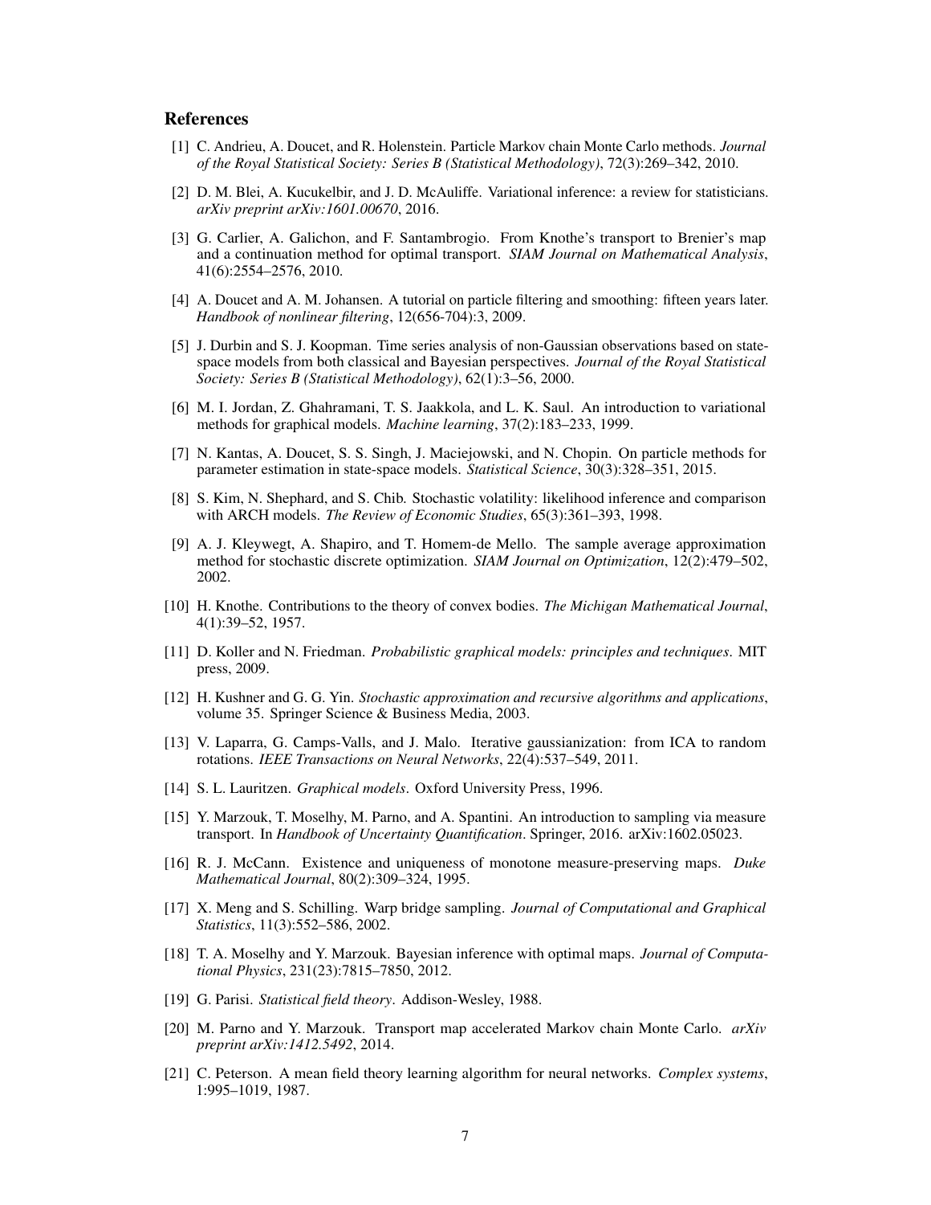## References

[1] C. Andrieu, A. Doucet, and R. Holenstein. Particle Markov chain Monte Carlo methods. *Journal of the Royal Statistical Society: Series B (Statistical Methodology)*, 72(3):269–342, 2010.

[2] D. M. Blei, A. Kucukelbir, and J. D. McAuliffe. Variational inference: a review for statisticians. *arXiv preprint arXiv:1601.00670*, 2016.

[3] G. Carlier, A. Galichon, and F. Santambrogio. From Knothe's transport to Brenier's map and a continuation method for optimal transport. *SIAM Journal on Mathematical Analysis*, 41(6):2554–2576, 2010.

[4] A. Doucet and A. M. Johansen. A tutorial on particle filtering and smoothing: fifteen years later. *Handbook of nonlinear filtering*, 12(656-704):3, 2009.

[5] J. Durbin and S. J. Koopman. Time series analysis of non-Gaussian observations based on state-space models from both classical and Bayesian perspectives. *Journal of the Royal Statistical Society: Series B (Statistical Methodology)*, 62(1):3–56, 2000.

[6] M. I. Jordan, Z. Ghahramani, T. S. Jaakkola, and L. K. Saul. An introduction to variational methods for graphical models. *Machine learning*, 37(2):183–233, 1999.

[7] N. Kantas, A. Doucet, S. S. Singh, J. Maciejowski, and N. Chopin. On particle methods for parameter estimation in state-space models. *Statistical Science*, 30(3):328–351, 2015.

[8] S. Kim, N. Shephard, and S. Chib. Stochastic volatility: likelihood inference and comparison with ARCH models. *The Review of Economic Studies*, 65(3):361–393, 1998.

[9] A. J. Kleywegt, A. Shapiro, and T. Homem-de Mello. The sample average approximation method for stochastic discrete optimization. *SIAM Journal on Optimization*, 12(2):479–502, 2002.

[10] H. Knothe. Contributions to the theory of convex bodies. *The Michigan Mathematical Journal*, 4(1):39–52, 1957.

[11] D. Koller and N. Friedman. *Probabilistic graphical models: principles and techniques*. MIT press, 2009.

[12] H. Kushner and G. G. Yin. *Stochastic approximation and recursive algorithms and applications*, volume 35. Springer Science & Business Media, 2003.

[13] V. Laparra, G. Camps-Valls, and J. Malo. Iterative gaussianization: from ICA to random rotations. *IEEE Transactions on Neural Networks*, 22(4):537–549, 2011.

[14] S. L. Lauritzen. *Graphical models*. Oxford University Press, 1996.

[15] Y. Marzouk, T. Moselhy, M. Parno, and A. Spantini. An introduction to sampling via measure transport. In *Handbook of Uncertainty Quantification*. Springer, 2016. arXiv:1602.05023.

[16] R. J. McCann. Existence and uniqueness of monotone measure-preserving maps. *Duke Mathematical Journal*, 80(2):309–324, 1995.

[17] X. Meng and S. Schilling. Warp bridge sampling. *Journal of Computational and Graphical Statistics*, 11(3):552–586, 2002.

[18] T. A. Moselhy and Y. Marzouk. Bayesian inference with optimal maps. *Journal of Computational Physics*, 231(23):7815–7850, 2012.

[19] G. Parisi. *Statistical field theory*. Addison-Wesley, 1988.

[20] M. Parno and Y. Marzouk. Transport map accelerated Markov chain Monte Carlo. *arXiv preprint arXiv:1412.5492*, 2014.

[21] C. Peterson. A mean field theory learning algorithm for neural networks. *Complex systems*, 1:995–1019, 1987.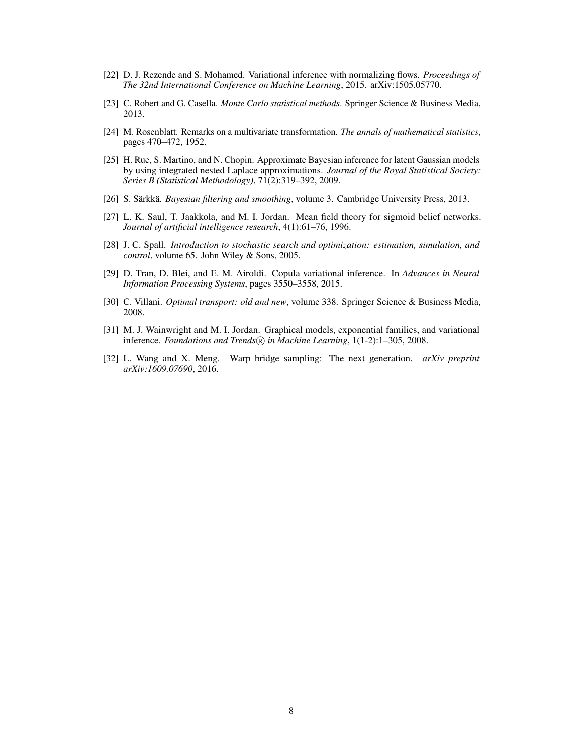[22] D. J. Rezende and S. Mohamed. Variational inference with normalizing flows. *Proceedings of The 32nd International Conference on Machine Learning*, 2015. arXiv:1505.05770.

[23] C. Robert and G. Casella. *Monte Carlo statistical methods*. Springer Science & Business Media, 2013.

[24] M. Rosenblatt. Remarks on a multivariate transformation. *The annals of mathematical statistics*, pages 470–472, 1952.

[25] H. Rue, S. Martino, and N. Chopin. Approximate Bayesian inference for latent Gaussian models by using integrated nested Laplace approximations. *Journal of the Royal Statistical Society: Series B (Statistical Methodology)*, 71(2):319–392, 2009.

[26] S. Särkkä. *Bayesian filtering and smoothing*, volume 3. Cambridge University Press, 2013.

[27] L. K. Saul, T. Jaakkola, and M. I. Jordan. Mean field theory for sigmoid belief networks. *Journal of artificial intelligence research*, 4(1):61–76, 1996.

[28] J. C. Spall. *Introduction to stochastic search and optimization: estimation, simulation, and control*, volume 65. John Wiley & Sons, 2005.

[29] D. Tran, D. Blei, and E. M. Airoldi. Copula variational inference. In *Advances in Neural Information Processing Systems*, pages 3550–3558, 2015.

[30] C. Villani. *Optimal transport: old and new*, volume 338. Springer Science & Business Media, 2008.

[31] M. J. Wainwright and M. I. Jordan. Graphical models, exponential families, and variational inference. *Foundations and Trends® in Machine Learning*, 1(1-2):1–305, 2008.

[32] L. Wang and X. Meng. Warp bridge sampling: The next generation. *arXiv preprint arXiv:1609.07690*, 2016.